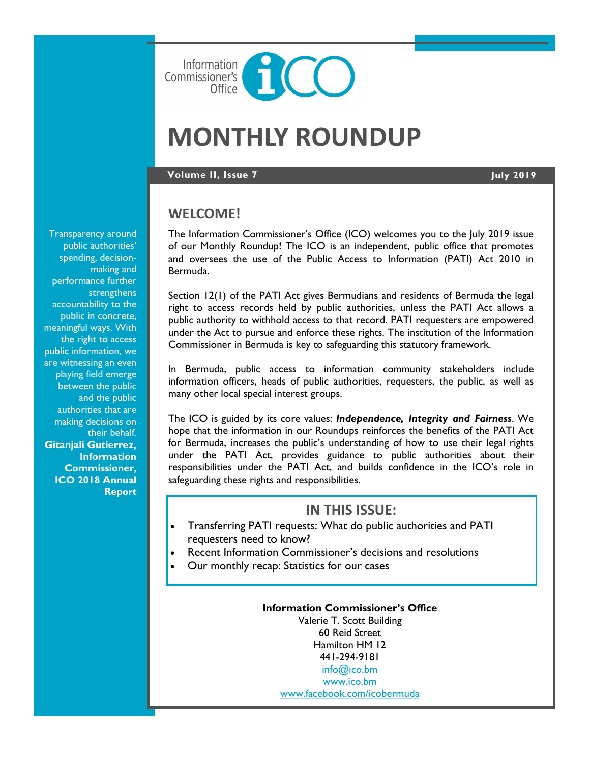Information Commissioner's Office (ICO)

# MONTHLY ROUNDUP

**Volume II, Issue 7** **July 2019**

Transparency around public authorities' spending, decision-making and performance further strengthens accountability to the public in concrete, meaningful ways. With the right to access public information, we are witnessing an even playing field emerge between the public and the public authorities that are making decisions on their behalf.
**Gitanjali Gutierrez, Information Commissioner, ICO 2018 Annual Report**

## WELCOME!

The Information Commissioner's Office (ICO) welcomes you to the July 2019 issue of our Monthly Roundup! The ICO is an independent, public office that promotes and oversees the use of the Public Access to Information (PATI) Act 2010 in Bermuda.

Section 12(1) of the PATI Act gives Bermudians and residents of Bermuda the legal right to access records held by public authorities, unless the PATI Act allows a public authority to withhold access to that record. PATI requesters are empowered under the Act to pursue and enforce these rights. The institution of the Information Commissioner in Bermuda is key to safeguarding this statutory framework.

In Bermuda, public access to information community stakeholders include information officers, heads of public authorities, requesters, the public, as well as many other local special interest groups.

The ICO is guided by its core values: ***Independence, Integrity and Fairness***. We hope that the information in our Roundups reinforces the benefits of the PATI Act for Bermuda, increases the public's understanding of how to use their legal rights under the PATI Act, provides guidance to public authorities about their responsibilities under the PATI Act, and builds confidence in the ICO's role in safeguarding these rights and responsibilities.

## IN THIS ISSUE:

- Transferring PATI requests: What do public authorities and PATI requesters need to know?
- Recent Information Commissioner's decisions and resolutions
- Our monthly recap: Statistics for our cases

**Information Commissioner's Office**
Valerie T. Scott Building
60 Reid Street
Hamilton HM 12
441-294-9181
info@ico.bm
www.ico.bm
www.facebook.com/icobermuda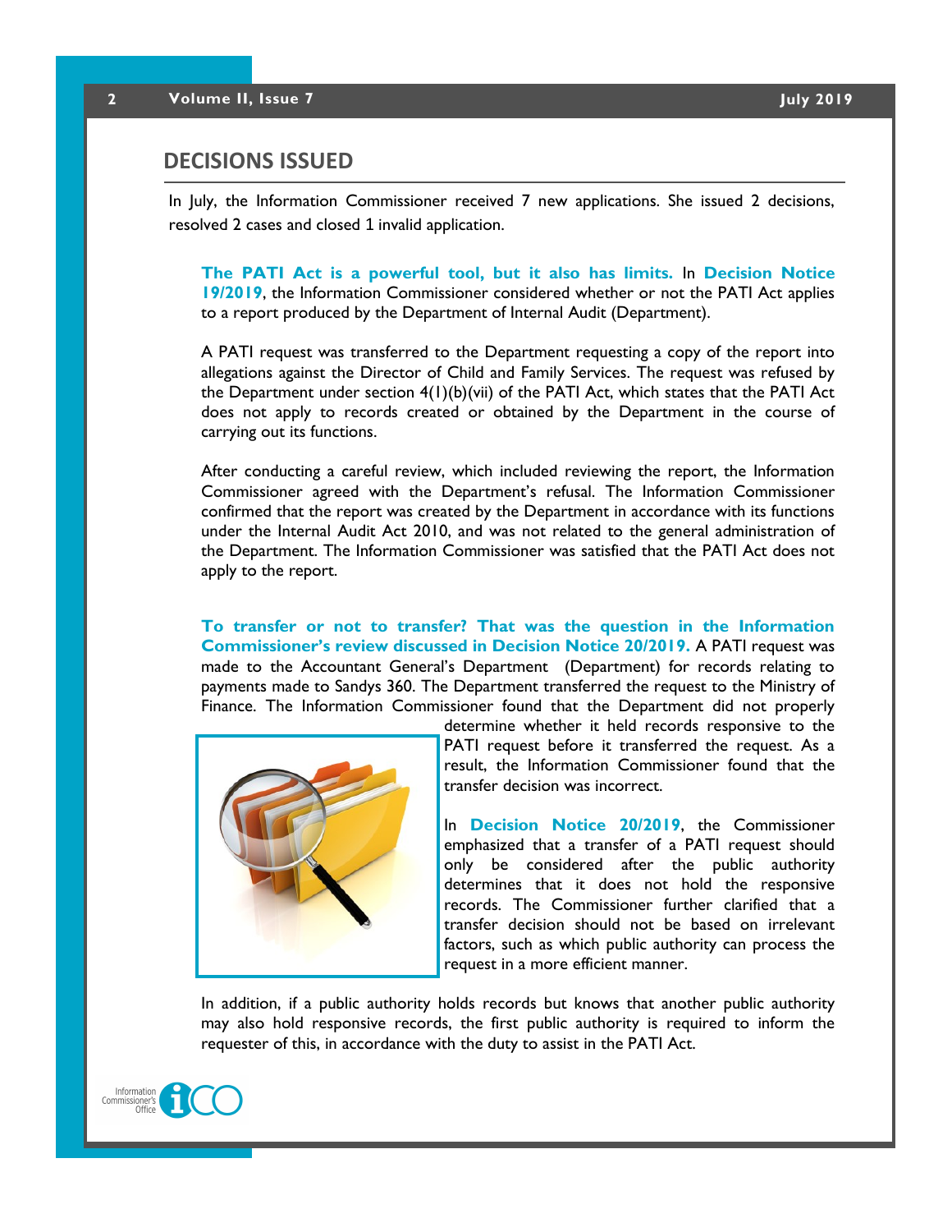## DECISIONS ISSUED

In July, the Information Commissioner received 7 new applications. She issued 2 decisions, resolved 2 cases and closed 1 invalid application.

**The PATI Act is a powerful tool, but it also has limits.** In **Decision Notice 19/2019**, the Information Commissioner considered whether or not the PATI Act applies to a report produced by the Department of Internal Audit (Department).

A PATI request was transferred to the Department requesting a copy of the report into allegations against the Director of Child and Family Services. The request was refused by the Department under section 4(1)(b)(vii) of the PATI Act, which states that the PATI Act does not apply to records created or obtained by the Department in the course of carrying out its functions.

After conducting a careful review, which included reviewing the report, the Information Commissioner agreed with the Department's refusal. The Information Commissioner confirmed that the report was created by the Department in accordance with its functions under the Internal Audit Act 2010, and was not related to the general administration of the Department. The Information Commissioner was satisfied that the PATI Act does not apply to the report.

**To transfer or not to transfer? That was the question in the Information Commissioner's review discussed in Decision Notice 20/2019.** A PATI request was made to the Accountant General's Department (Department) for records relating to payments made to Sandys 360. The Department transferred the request to the Ministry of Finance. The Information Commissioner found that the Department did not properly determine whether it held records responsive to the PATI request before it transferred the request. As a result, the Information Commissioner found that the transfer decision was incorrect.

In **Decision Notice 20/2019**, the Commissioner emphasized that a transfer of a PATI request should only be considered after the public authority determines that it does not hold the responsive records. The Commissioner further clarified that a transfer decision should not be based on irrelevant factors, such as which public authority can process the request in a more efficient manner.

In addition, if a public authority holds records but knows that another public authority may also hold responsive records, the first public authority is required to inform the requester of this, in accordance with the duty to assist in the PATI Act.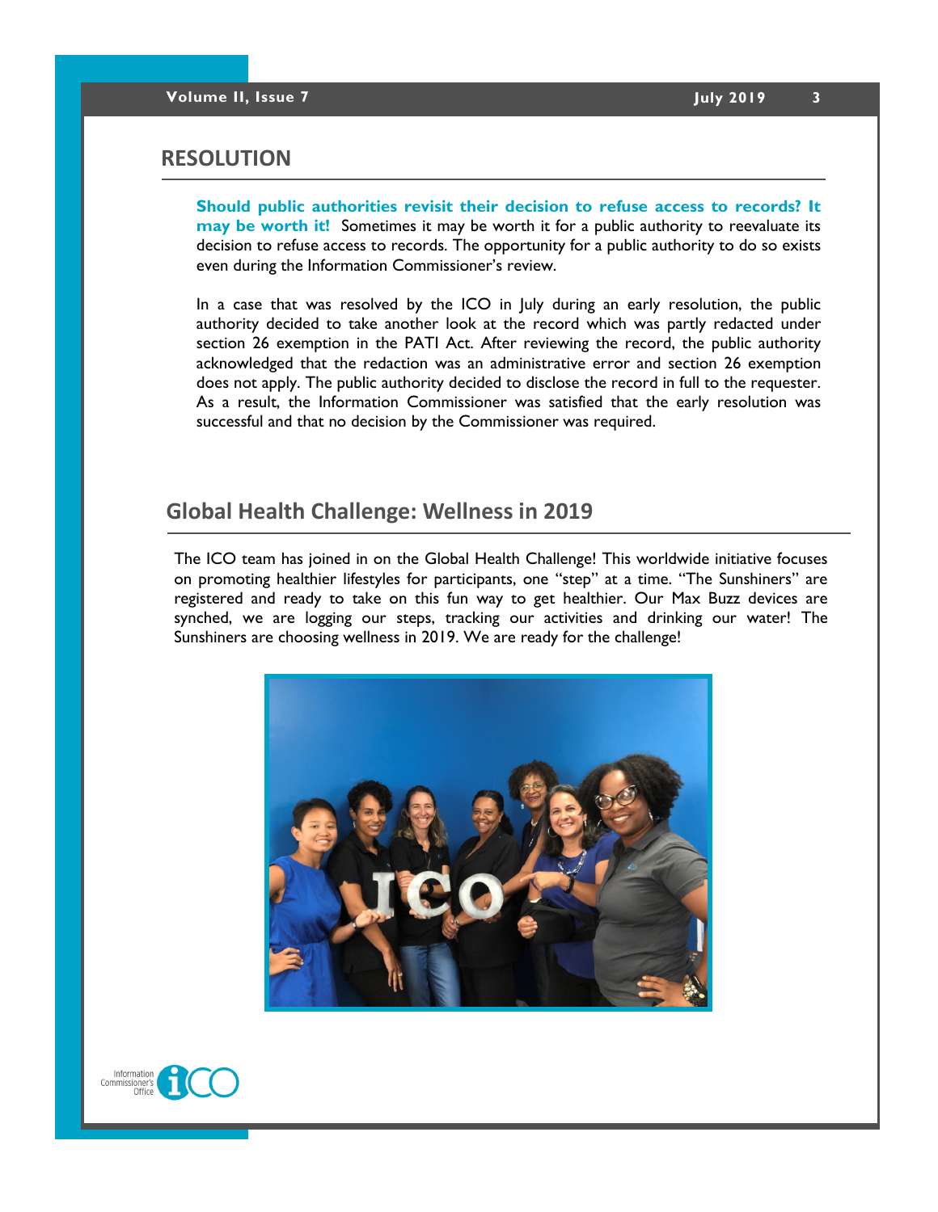## RESOLUTION

**Should public authorities revisit their decision to refuse access to records? It may be worth it!** Sometimes it may be worth it for a public authority to reevaluate its decision to refuse access to records. The opportunity for a public authority to do so exists even during the Information Commissioner's review.

In a case that was resolved by the ICO in July during an early resolution, the public authority decided to take another look at the record which was partly redacted under section 26 exemption in the PATI Act. After reviewing the record, the public authority acknowledged that the redaction was an administrative error and section 26 exemption does not apply. The public authority decided to disclose the record in full to the requester. As a result, the Information Commissioner was satisfied that the early resolution was successful and that no decision by the Commissioner was required.

## Global Health Challenge: Wellness in 2019

The ICO team has joined in on the Global Health Challenge! This worldwide initiative focuses on promoting healthier lifestyles for participants, one "step" at a time. "The Sunshiners" are registered and ready to take on this fun way to get healthier. Our Max Buzz devices are synched, we are logging our steps, tracking our activities and drinking our water! The Sunshiners are choosing wellness in 2019. We are ready for the challenge!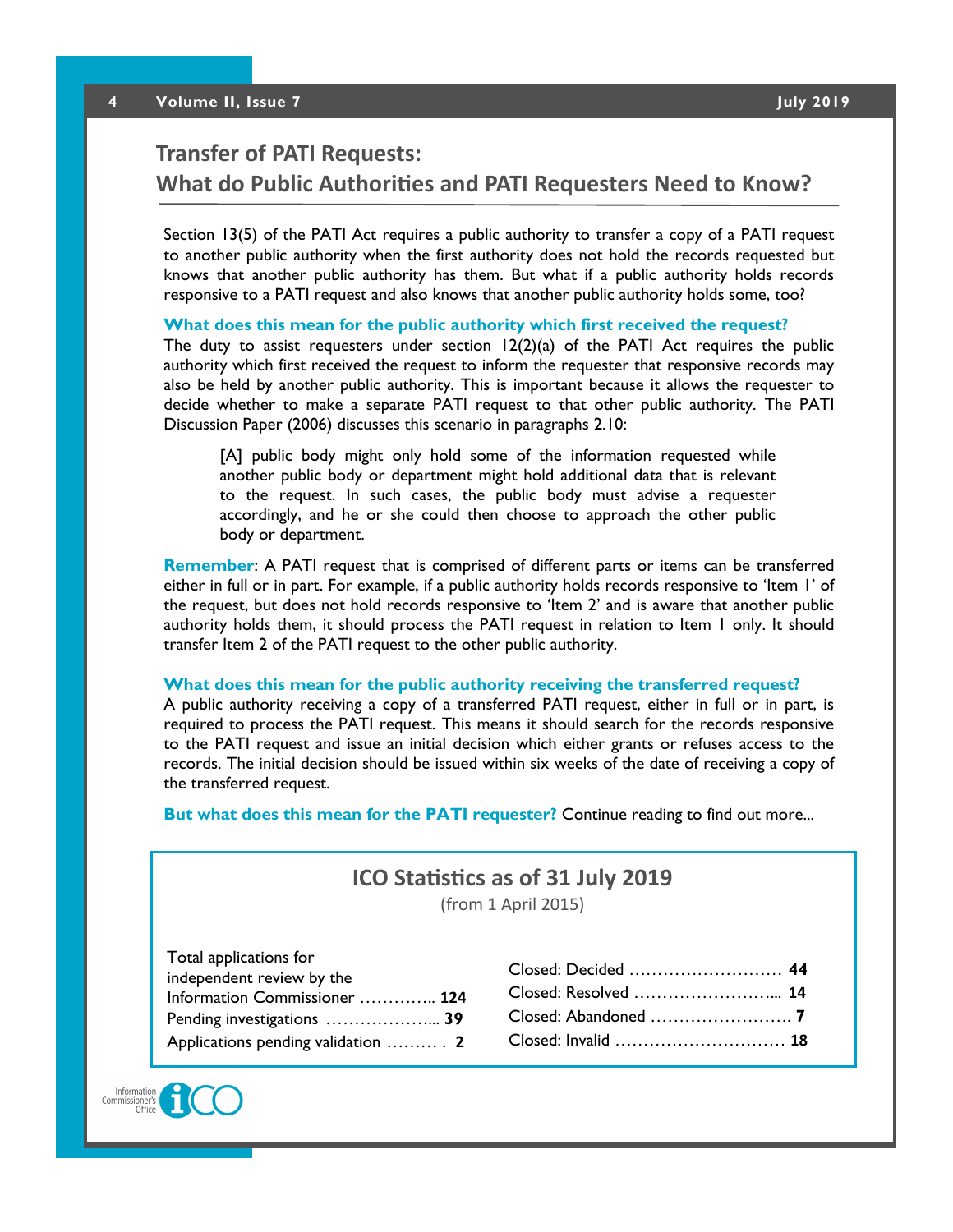## Transfer of PATI Requests: What do Public Authorities and PATI Requesters Need to Know?

Section 13(5) of the PATI Act requires a public authority to transfer a copy of a PATI request to another public authority when the first authority does not hold the records requested but knows that another public authority has them. But what if a public authority holds records responsive to a PATI request and also knows that another public authority holds some, too?

**What does this mean for the public authority which first received the request?**

The duty to assist requesters under section 12(2)(a) of the PATI Act requires the public authority which first received the request to inform the requester that responsive records may also be held by another public authority. This is important because it allows the requester to decide whether to make a separate PATI request to that other public authority. The PATI Discussion Paper (2006) discusses this scenario in paragraphs 2.10:

> [A] public body might only hold some of the information requested while another public body or department might hold additional data that is relevant to the request. In such cases, the public body must advise a requester accordingly, and he or she could then choose to approach the other public body or department.

**Remember**: A PATI request that is comprised of different parts or items can be transferred either in full or in part. For example, if a public authority holds records responsive to 'Item 1' of the request, but does not hold records responsive to 'Item 2' and is aware that another public authority holds them, it should process the PATI request in relation to Item 1 only. It should transfer Item 2 of the PATI request to the other public authority.

**What does this mean for the public authority receiving the transferred request?**

A public authority receiving a copy of a transferred PATI request, either in full or in part, is required to process the PATI request. This means it should search for the records responsive to the PATI request and issue an initial decision which either grants or refuses access to the records. The initial decision should be issued within six weeks of the date of receiving a copy of the transferred request.

**But what does this mean for the PATI requester?** Continue reading to find out more...

### ICO Statistics as of 31 July 2019

(from 1 April 2015)

Total applications for independent review by the Information Commissioner ………….. **124**

Pending investigations ………………... **39**

Applications pending validation ……… . **2**

Closed: Decided ……………………… **44**

Closed: Resolved ……………………... **14**

Closed: Abandoned ……………………. **7**

Closed: Invalid ………………………… **18**

Information Commissioner's Office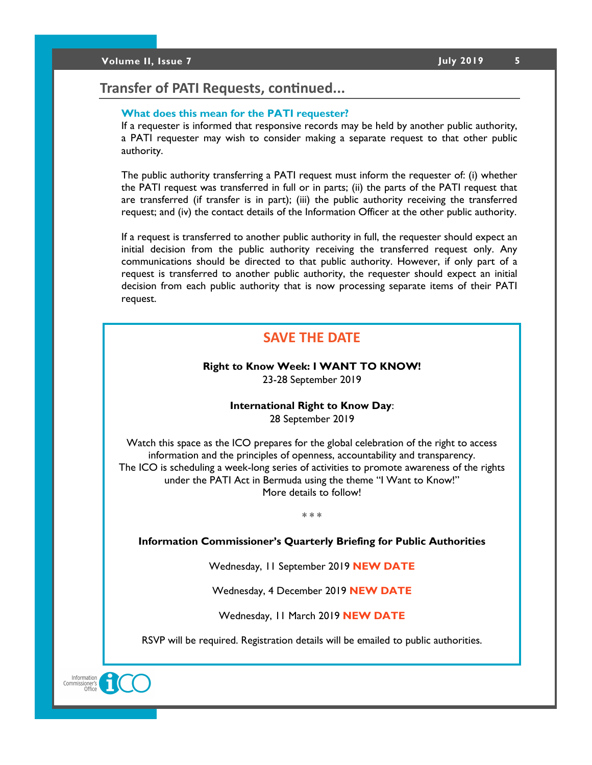## Transfer of PATI Requests, continued...

### What does this mean for the PATI requester?

If a requester is informed that responsive records may be held by another public authority, a PATI requester may wish to consider making a separate request to that other public authority.

The public authority transferring a PATI request must inform the requester of: (i) whether the PATI request was transferred in full or in parts; (ii) the parts of the PATI request that are transferred (if transfer is in part); (iii) the public authority receiving the transferred request; and (iv) the contact details of the Information Officer at the other public authority.

If a request is transferred to another public authority in full, the requester should expect an initial decision from the public authority receiving the transferred request only. Any communications should be directed to that public authority. However, if only part of a request is transferred to another public authority, the requester should expect an initial decision from each public authority that is now processing separate items of their PATI request.

## SAVE THE DATE

**Right to Know Week: I WANT TO KNOW!**
23-28 September 2019

**International Right to Know Day**:
28 September 2019

Watch this space as the ICO prepares for the global celebration of the right to access information and the principles of openness, accountability and transparency.
The ICO is scheduling a week-long series of activities to promote awareness of the rights under the PATI Act in Bermuda using the theme "I Want to Know!"
More details to follow!

\* \* \*

**Information Commissioner's Quarterly Briefing for Public Authorities**

Wednesday, 11 September 2019 **NEW DATE**

Wednesday, 4 December 2019 **NEW DATE**

Wednesday, 11 March 2019 **NEW DATE**

RSVP will be required. Registration details will be emailed to public authorities.